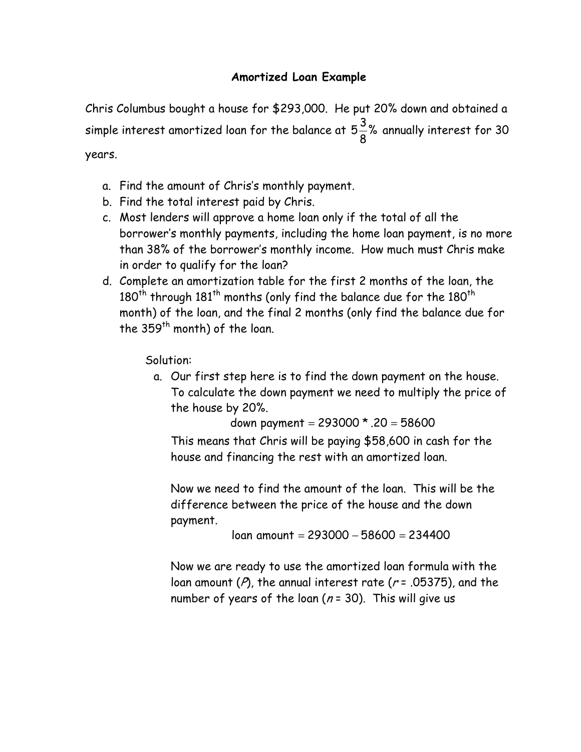# Amortized Loan Example

Chris Columbus bought a house for $293,000. He put 20% down and obtained a simple interest amortized loan for the balance at $5\frac{3}{8}\%$ annually interest for 30 years.

a. Find the amount of Chris's monthly payment.
b. Find the total interest paid by Chris.
c. Most lenders will approve a home loan only if the total of all the borrower's monthly payments, including the home loan payment, is no more than 38% of the borrower's monthly income. How much must Chris make in order to qualify for the loan?
d. Complete an amortization table for the first 2 months of the loan, the $180^{th}$ through $181^{th}$ months (only find the balance due for the $180^{th}$ month) of the loan, and the final 2 months (only find the balance due for the $359^{th}$ month) of the loan.

Solution:

a. Our first step here is to find the down payment on the house. To calculate the down payment we need to multiply the price of the house by 20%.

$$\text{down payment} = 293000 * .20 = 58600$$

This means that Chris will be paying $58,600 in cash for the house and financing the rest with an amortized loan.

Now we need to find the amount of the loan. This will be the difference between the price of the house and the down payment.

$$\text{loan amount} = 293000 - 58600 = 234400$$

Now we are ready to use the amortized loan formula with the loan amount ($P$), the annual interest rate ($r = .05375$), and the number of years of the loan ($n = 30$). This will give us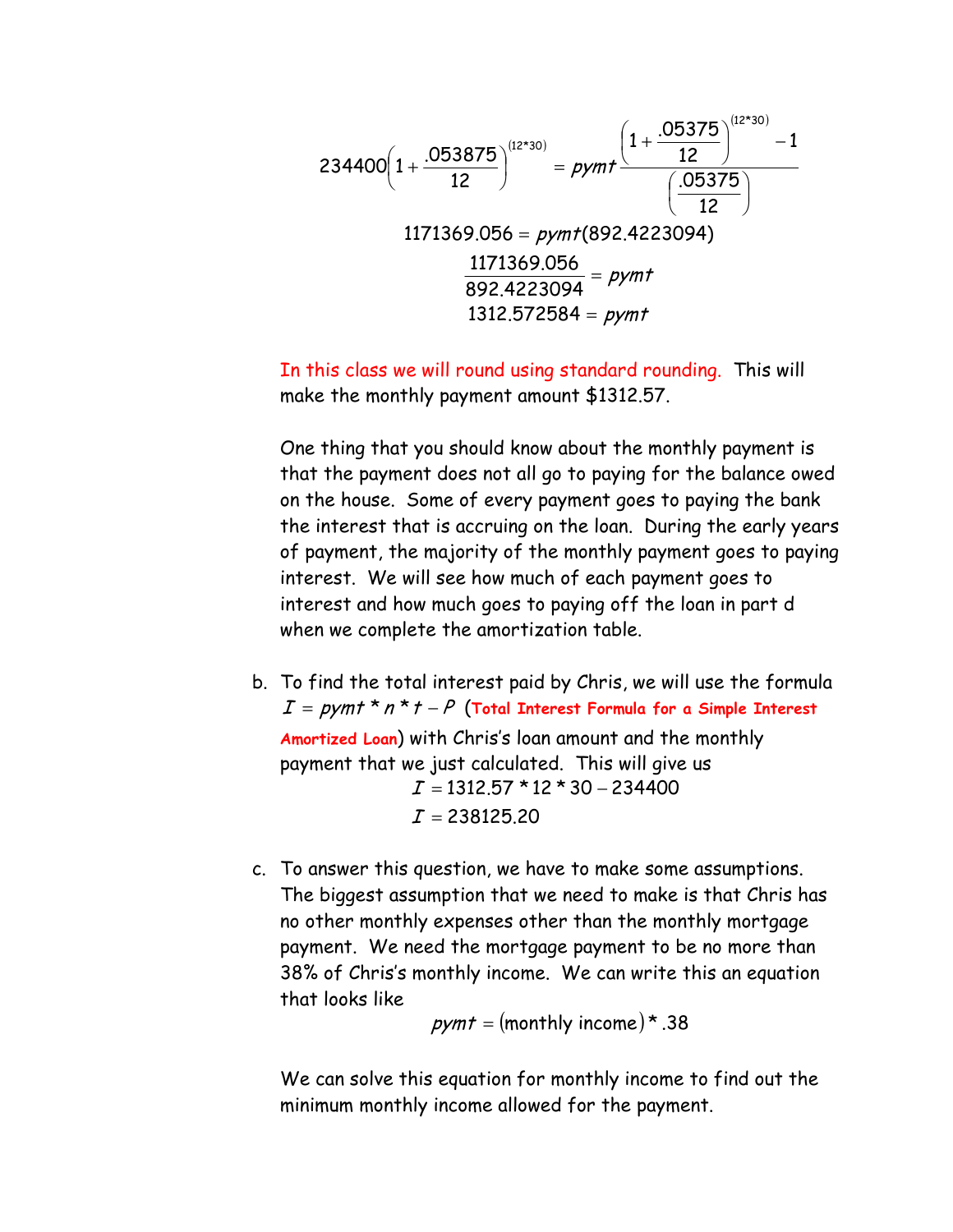$$234400\left(1+\frac{.053875}{12}\right)^{(12*30)} = pymt\frac{\left(1+\frac{.05375}{12}\right)^{(12*30)}-1}{\left(\frac{.05375}{12}\right)}$$

$$1171369.056 = pymt(892.4223094)$$

$$\frac{1171369.056}{892.4223094} = pymt$$

$$1312.572584 = pymt$$

In this class we will round using standard rounding. This will make the monthly payment amount \$1312.57.

One thing that you should know about the monthly payment is that the payment does not all go to paying for the balance owed on the house. Some of every payment goes to paying the bank the interest that is accruing on the loan. During the early years of payment, the majority of the monthly payment goes to paying interest. We will see how much of each payment goes to interest and how much goes to paying off the loan in part d when we complete the amortization table.

b. To find the total interest paid by Chris, we will use the formula $I = pymt * n * t - P$ (**Total Interest Formula for a Simple Interest Amortized Loan**) with Chris's loan amount and the monthly payment that we just calculated. This will give us

$$I = 1312.57 * 12 * 30 - 234400$$

$$I = 238125.20$$

c. To answer this question, we have to make some assumptions. The biggest assumption that we need to make is that Chris has no other monthly expenses other than the monthly mortgage payment. We need the mortgage payment to be no more than 38% of Chris's monthly income. We can write this an equation that looks like

$$pymt = (\text{monthly income}) * .38$$

We can solve this equation for monthly income to find out the minimum monthly income allowed for the payment.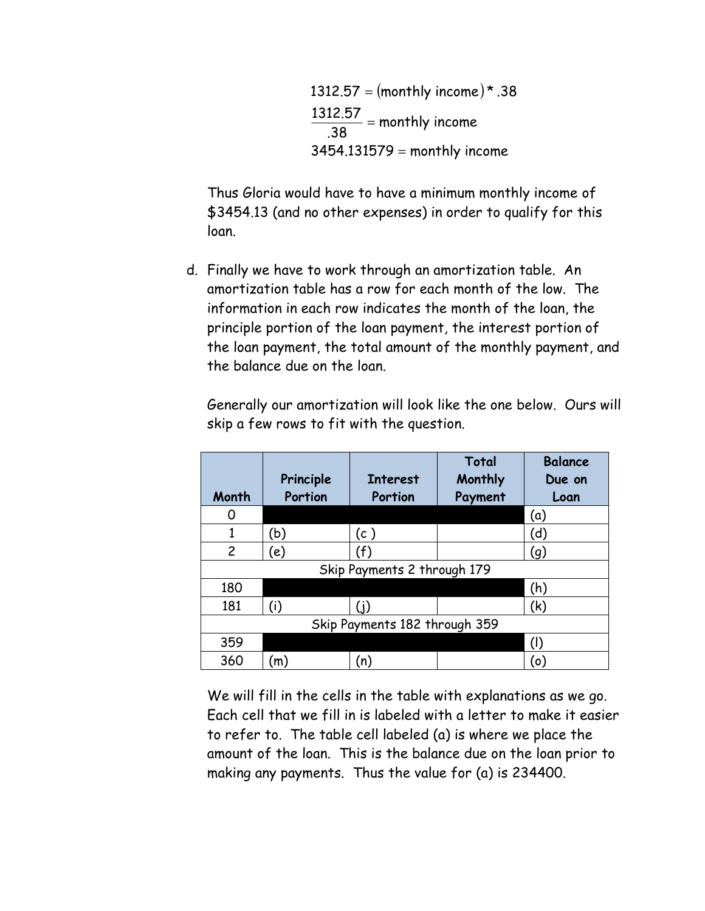$$1312.57 = (\text{monthly income}) * .38$$
$$\frac{1312.57}{.38} = \text{monthly income}$$
$$3454.131579 = \text{monthly income}$$

Thus Gloria would have to have a minimum monthly income of $3454.13 (and no other expenses) in order to qualify for this loan.

d. Finally we have to work through an amortization table. An amortization table has a row for each month of the low. The information in each row indicates the month of the loan, the principle portion of the loan payment, the interest portion of the loan payment, the total amount of the monthly payment, and the balance due on the loan.

   Generally our amortization will look like the one below. Ours will skip a few rows to fit with the question.

| Month | Principle Portion | Interest Portion | Total Monthly Payment | Balance Due on Loan |
|---|---|---|---|---|
| 0 | | | | (a) |
| 1 | (b) | (c ) | | (d) |
| 2 | (e) | (f) | | (g) |
| Skip Payments 2 through 179 | | | | |
| 180 | | | | (h) |
| 181 | (i) | (j) | | (k) |
| Skip Payments 182 through 359 | | | | |
| 359 | | | | (l) |
| 360 | (m) | (n) | | (o) |

   We will fill in the cells in the table with explanations as we go. Each cell that we fill in is labeled with a letter to make it easier to refer to. The table cell labeled (a) is where we place the amount of the loan. This is the balance due on the loan prior to making any payments. Thus the value for (a) is 234400.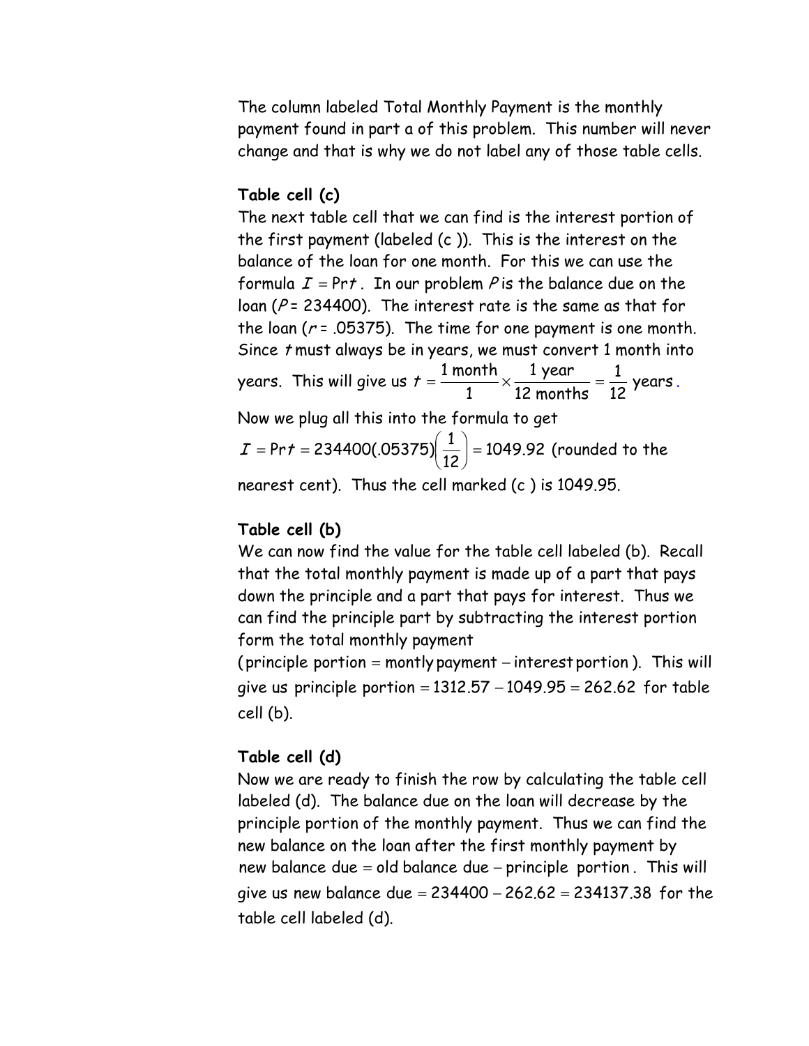The column labeled Total Monthly Payment is the monthly payment found in part a of this problem. This number will never change and that is why we do not label any of those table cells.

**Table cell (c)**

The next table cell that we can find is the interest portion of the first payment (labeled (c )). This is the interest on the balance of the loan for one month. For this we can use the formula $I = \Pr t$. In our problem $P$ is the balance due on the loan ($P$ = 234400). The interest rate is the same as that for the loan ($r$ = .05375). The time for one payment is one month. Since $t$ must always be in years, we must convert 1 month into years. This will give us $t = \frac{1 \text{ month}}{1} \times \frac{1 \text{ year}}{12 \text{ months}} = \frac{1}{12}$ years.

Now we plug all this into the formula to get

$I = \Pr t = 234400(.05375)\left(\frac{1}{12}\right) = 1049.92$ (rounded to the nearest cent). Thus the cell marked (c ) is 1049.95.

**Table cell (b)**

We can now find the value for the table cell labeled (b). Recall that the total monthly payment is made up of a part that pays down the principle and a part that pays for interest. Thus we can find the principle part by subtracting the interest portion form the total monthly payment

($\text{principle portion} = \text{montly payment} - \text{interest portion}$). This will give us $\text{principle portion} = 1312.57 - 1049.95 = 262.62$ for table cell (b).

**Table cell (d)**

Now we are ready to finish the row by calculating the table cell labeled (d). The balance due on the loan will decrease by the principle portion of the monthly payment. Thus we can find the new balance on the loan after the first monthly payment by $\text{new balance due} = \text{old balance due} - \text{principle portion}$. This will give us $\text{new balance due} = 234400 - 262.62 = 234137.38$ for the table cell labeled (d).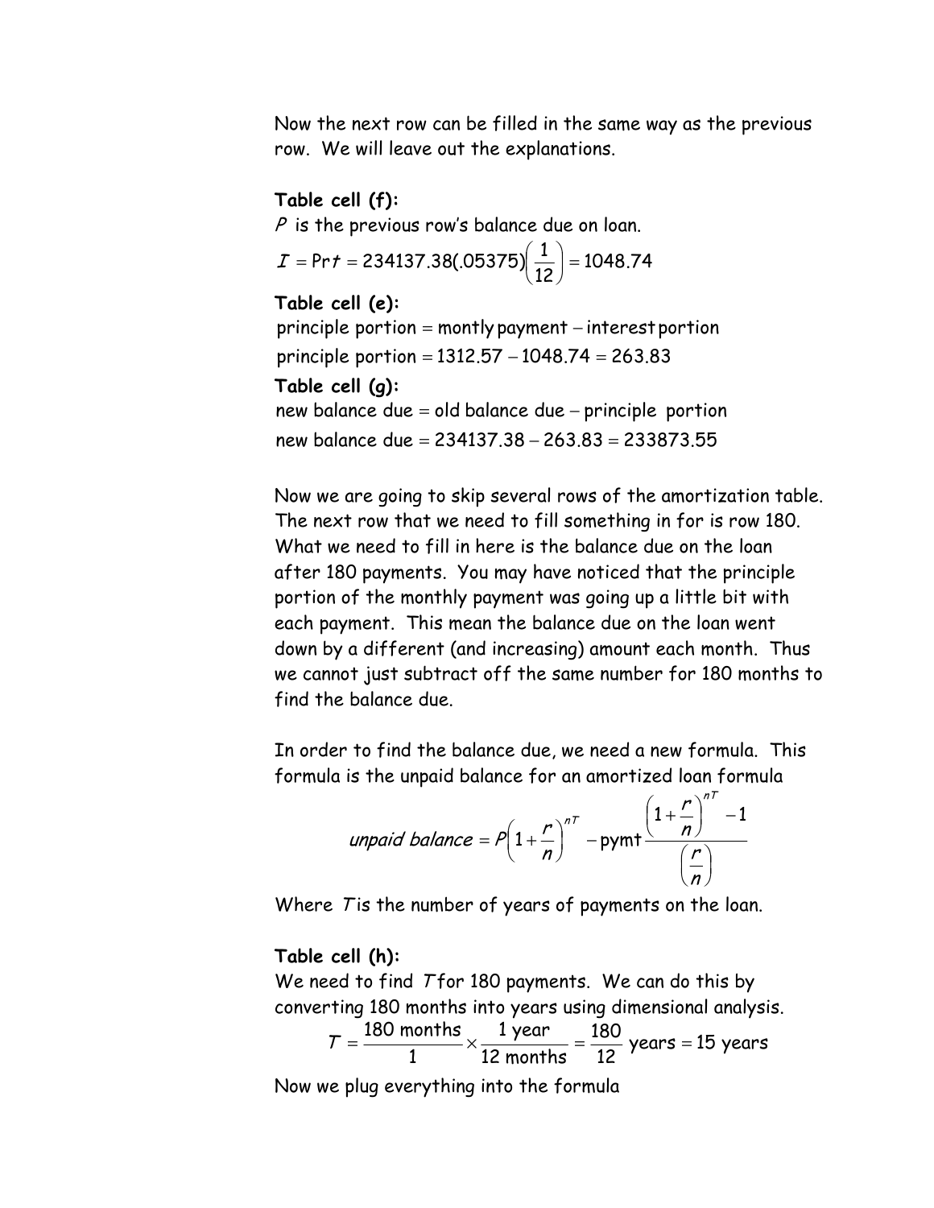Now the next row can be filled in the same way as the previous row. We will leave out the explanations.

**Table cell (f):**

$P$ is the previous row's balance due on loan.

$$I = Prt = 234137.38(.05375)\left(\frac{1}{12}\right) = 1048.74$$

**Table cell (e):**

$$\text{principle portion} = \text{montly payment} - \text{interest portion}$$

$$\text{principle portion} = 1312.57 - 1048.74 = 263.83$$

**Table cell (g):**

$$\text{new balance due} = \text{old balance due} - \text{principle portion}$$

$$\text{new balance due} = 234137.38 - 263.83 = 233873.55$$

Now we are going to skip several rows of the amortization table. The next row that we need to fill something in for is row 180. What we need to fill in here is the balance due on the loan after 180 payments. You may have noticed that the principle portion of the monthly payment was going up a little bit with each payment. This mean the balance due on the loan went down by a different (and increasing) amount each month. Thus we cannot just subtract off the same number for 180 months to find the balance due.

In order to find the balance due, we need a new formula. This formula is the unpaid balance for an amortized loan formula

$$\textit{unpaid balance} = P\left(1+\frac{r}{n}\right)^{nT} - \text{pymt}\frac{\left(1+\frac{r}{n}\right)^{nT} - 1}{\left(\frac{r}{n}\right)}$$

Where $T$ is the number of years of payments on the loan.

**Table cell (h):**

We need to find $T$ for 180 payments. We can do this by converting 180 months into years using dimensional analysis.

$$T = \frac{180 \text{ months}}{1} \times \frac{1 \text{ year}}{12 \text{ months}} = \frac{180}{12} \text{ years} = 15 \text{ years}$$

Now we plug everything into the formula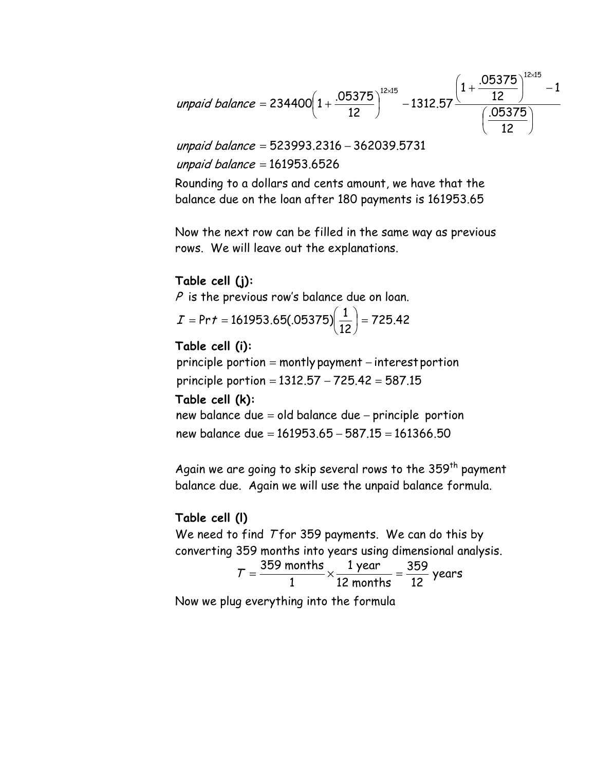$$\textit{unpaid balance} = 234400\left(1+\frac{.05375}{12}\right)^{12\times15} - 1312.57\frac{\left(1+\frac{.05375}{12}\right)^{12\times15}-1}{\left(\frac{.05375}{12}\right)}$$

$$\textit{unpaid balance} = 523993.2316 - 362039.5731$$

$$\textit{unpaid balance} = 161953.6526$$

Rounding to a dollars and cents amount, we have that the balance due on the loan after 180 payments is 161953.65

Now the next row can be filled in the same way as previous rows. We will leave out the explanations.

**Table cell (j):**

$P$ is the previous row's balance due on loan.

$$I = Prt = 161953.65(.05375)\left(\frac{1}{12}\right) = 725.42$$

**Table cell (i):**

$$\text{principle portion} = \text{montly payment} - \text{interest portion}$$

$$\text{principle portion} = 1312.57 - 725.42 = 587.15$$

**Table cell (k):**

$$\text{new balance due} = \text{old balance due} - \text{principle portion}$$

$$\text{new balance due} = 161953.65 - 587.15 = 161366.50$$

Again we are going to skip several rows to the 359th payment balance due. Again we will use the unpaid balance formula.

**Table cell (l)**

We need to find $T$ for 359 payments. We can do this by converting 359 months into years using dimensional analysis.

$$T = \frac{359 \text{ months}}{1} \times \frac{1 \text{ year}}{12 \text{ months}} = \frac{359}{12} \text{ years}$$

Now we plug everything into the formula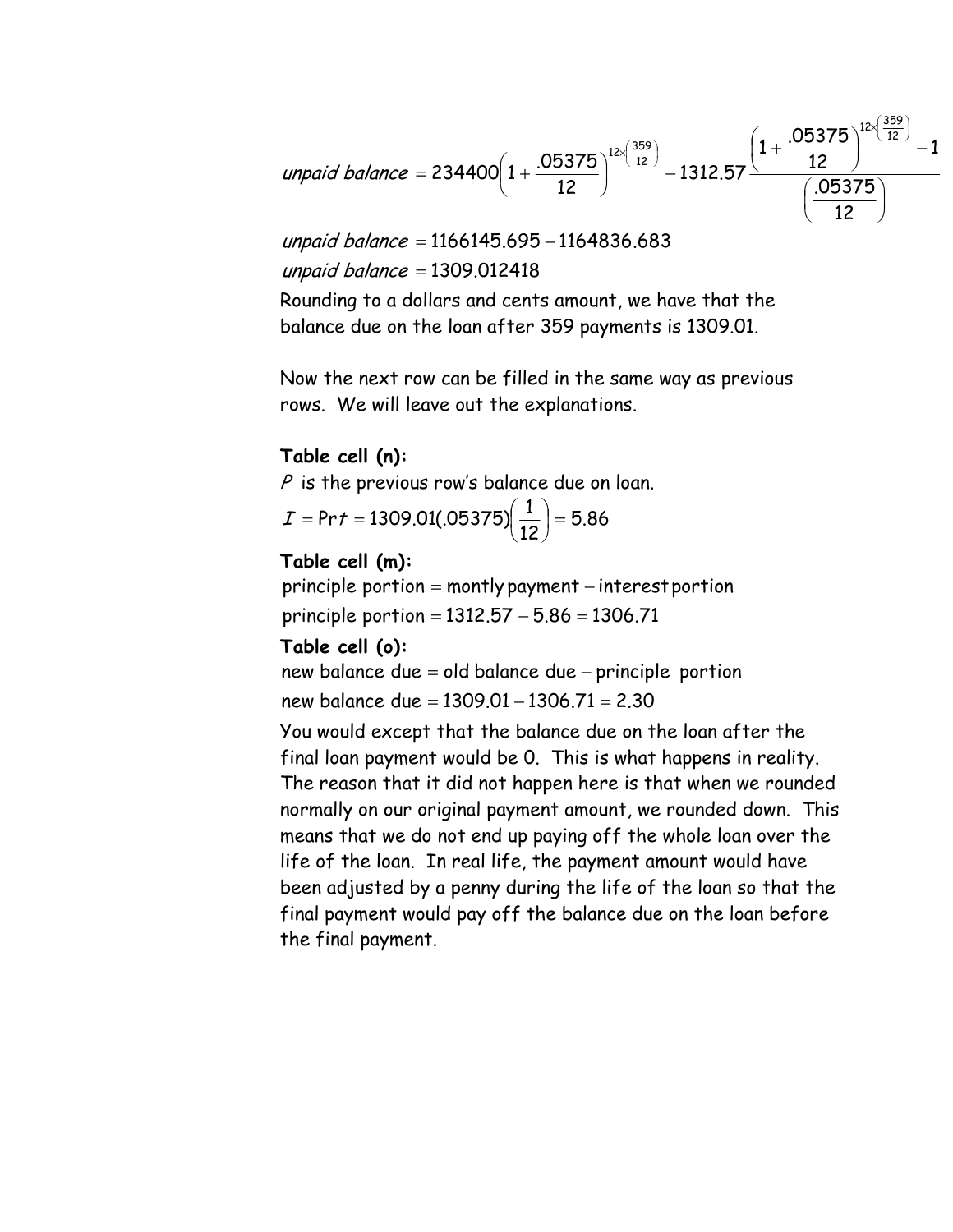$$unpaid\ balance = 234400\left(1+\frac{.05375}{12}\right)^{12\times\left(\frac{359}{12}\right)} - 1312.57\frac{\left(1+\frac{.05375}{12}\right)^{12\times\left(\frac{359}{12}\right)}-1}{\left(\frac{.05375}{12}\right)}$$

$$unpaid\ balance = 1166145.695 - 1164836.683$$

$$unpaid\ balance = 1309.012418$$

Rounding to a dollars and cents amount, we have that the balance due on the loan after 359 payments is 1309.01.

Now the next row can be filled in the same way as previous rows. We will leave out the explanations.

**Table cell (n):**

$P$ is the previous row's balance due on loan.

$$I = \Pr t = 1309.01(.05375)\left(\frac{1}{12}\right) = 5.86$$

**Table cell (m):**

$$\text{principle portion} = \text{montly payment} - \text{interest portion}$$

$$\text{principle portion} = 1312.57 - 5.86 = 1306.71$$

**Table cell (o):**

$$\text{new balance due} = \text{old balance due} - \text{principle portion}$$

$$\text{new balance due} = 1309.01 - 1306.71 = 2.30$$

You would except that the balance due on the loan after the final loan payment would be 0. This is what happens in reality. The reason that it did not happen here is that when we rounded normally on our original payment amount, we rounded down. This means that we do not end up paying off the whole loan over the life of the loan. In real life, the payment amount would have been adjusted by a penny during the life of the loan so that the final payment would pay off the balance due on the loan before the final payment.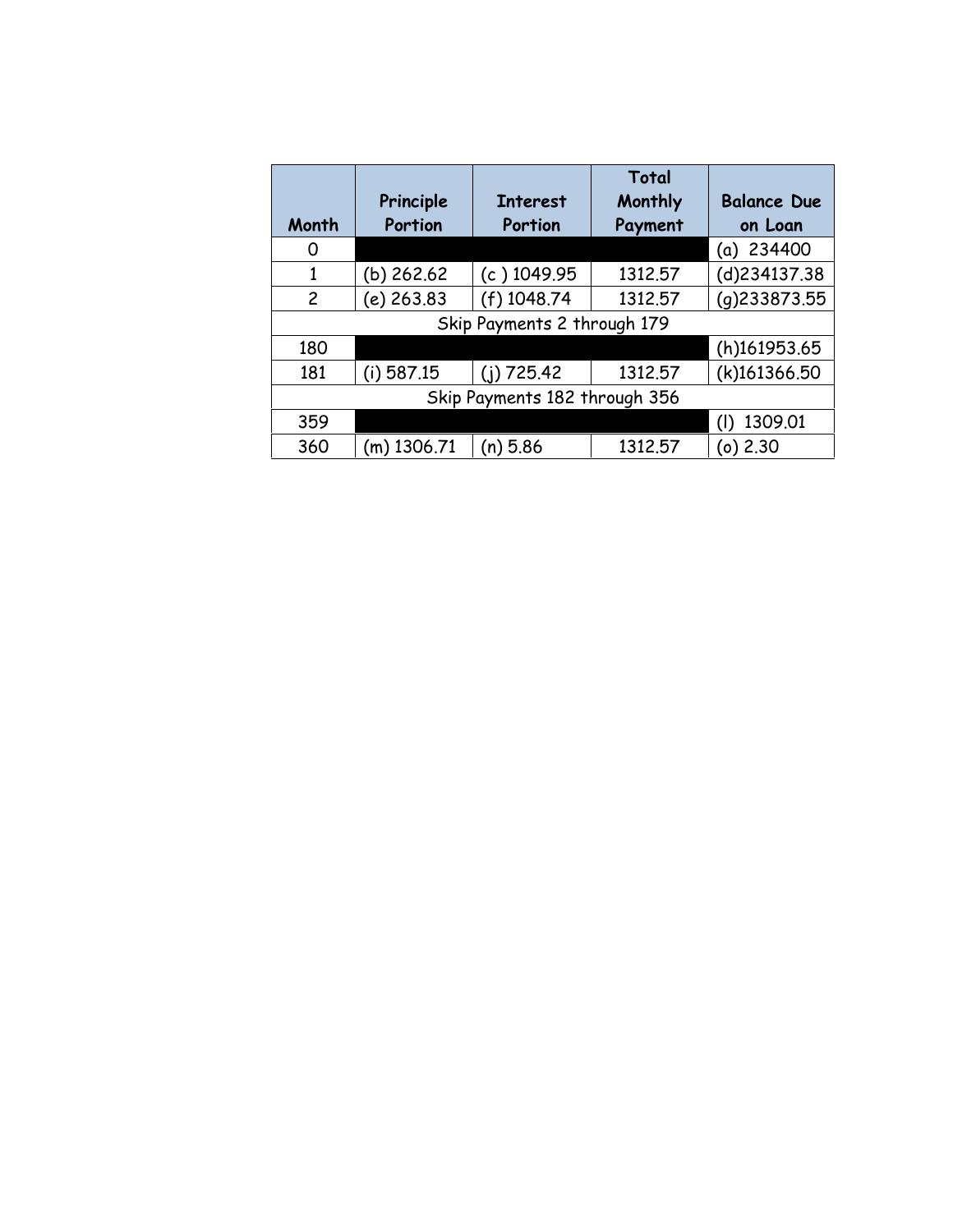| Month | Principle Portion | Interest Portion | Total Monthly Payment | Balance Due on Loan |
|---|---|---|---|---|
| 0 | | | | (a) 234400 |
| 1 | (b) 262.62 | (c ) 1049.95 | 1312.57 | (d)234137.38 |
| 2 | (e) 263.83 | (f) 1048.74 | 1312.57 | (g)233873.55 |
| Skip Payments 2 through 179 | | | | |
| 180 | | | | (h)161953.65 |
| 181 | (i) 587.15 | (j) 725.42 | 1312.57 | (k)161366.50 |
| Skip Payments 182 through 356 | | | | |
| 359 | | | | (l) 1309.01 |
| 360 | (m) 1306.71 | (n) 5.86 | 1312.57 | (o) 2.30 |